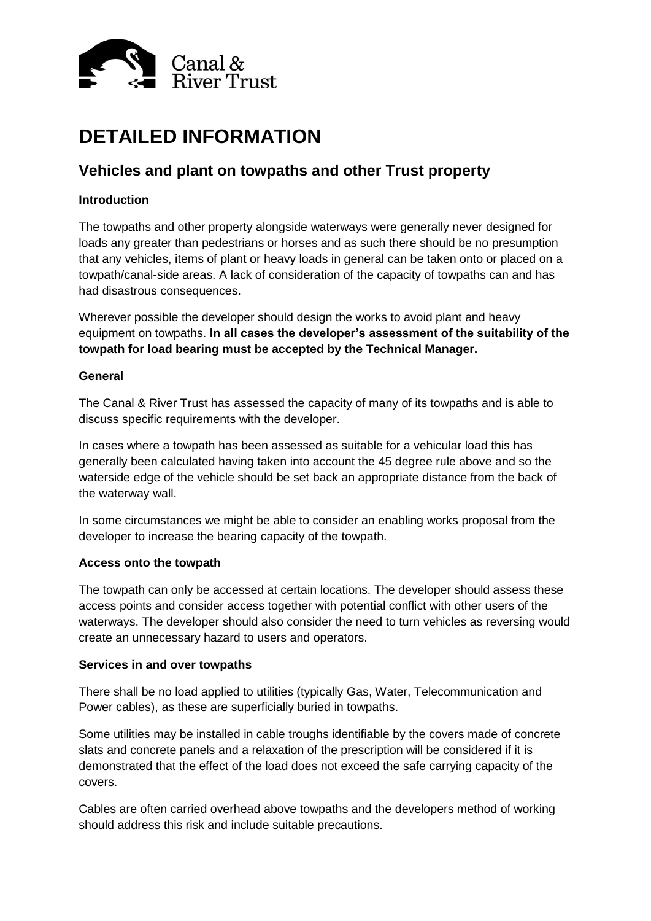# DETAILED INFORMATION

## Vehicles and plant on towpaths and other Trust property

### Introduction

The towpaths and other property alongside waterways were generally never designed for loads any greater than pedestrians or horses and as such there should be no presumption that any vehicles, items of plant or heavy loads in general can be taken onto or placed on a towpath/canal-side areas. A lack of consideration of the capacity of towpaths can and has had disastrous consequences.

Wherever possible the developer should design the works to avoid plant and heavy equipment on towpaths. **In all cases the developer's assessment of the suitability of the towpath for load bearing must be accepted by the Technical Manager.**

### General

The Canal & River Trust has assessed the capacity of many of its towpaths and is able to discuss specific requirements with the developer.

In cases where a towpath has been assessed as suitable for a vehicular load this has generally been calculated having taken into account the 45 degree rule above and so the waterside edge of the vehicle should be set back an appropriate distance from the back of the waterway wall.

In some circumstances we might be able to consider an enabling works proposal from the developer to increase the bearing capacity of the towpath.

### Access onto the towpath

The towpath can only be accessed at certain locations. The developer should assess these access points and consider access together with potential conflict with other users of the waterways. The developer should also consider the need to turn vehicles as reversing would create an unnecessary hazard to users and operators.

### Services in and over towpaths

There shall be no load applied to utilities (typically Gas, Water, Telecommunication and Power cables), as these are superficially buried in towpaths.

Some utilities may be installed in cable troughs identifiable by the covers made of concrete slats and concrete panels and a relaxation of the prescription will be considered if it is demonstrated that the effect of the load does not exceed the safe carrying capacity of the covers.

Cables are often carried overhead above towpaths and the developers method of working should address this risk and include suitable precautions.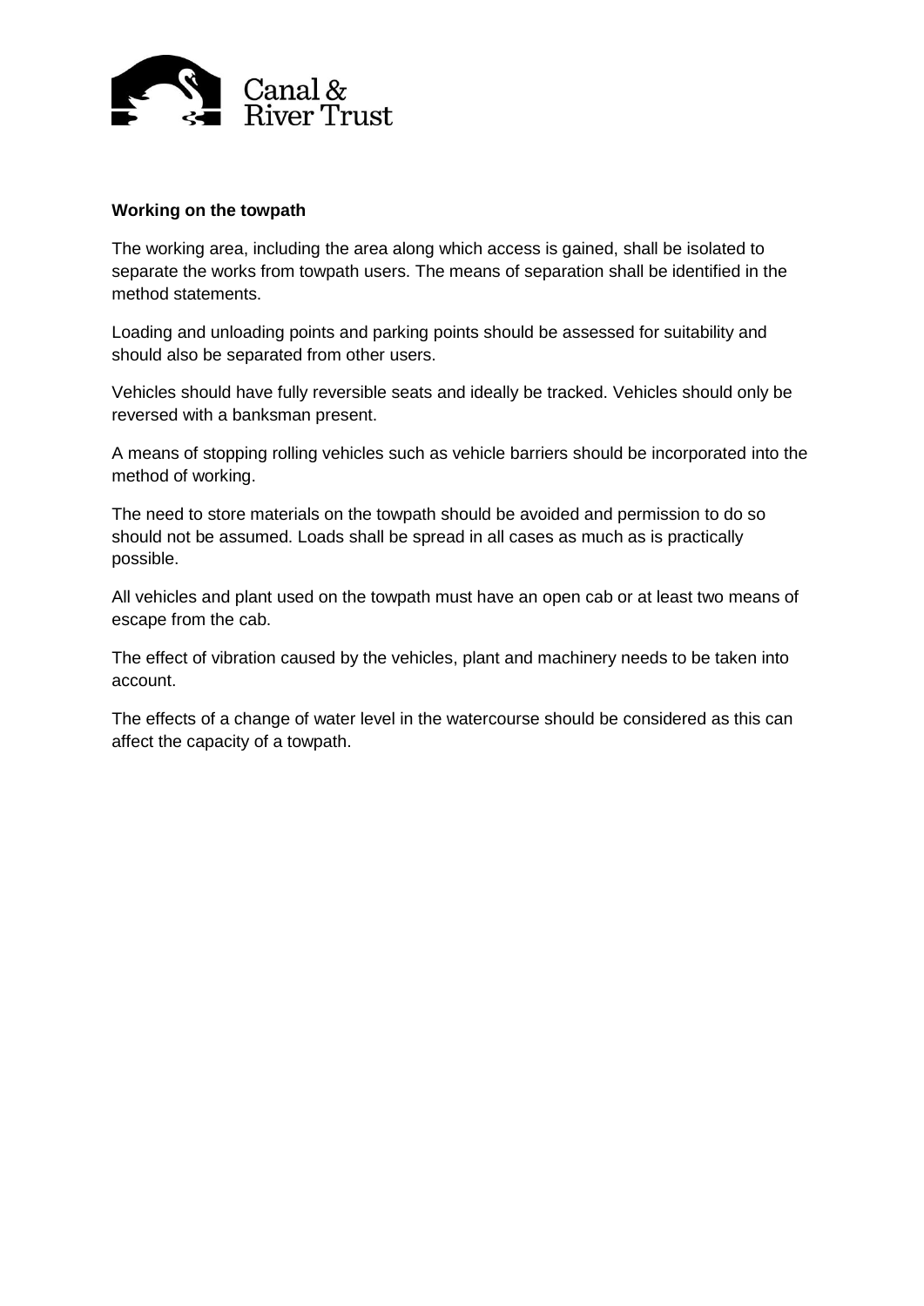**Working on the towpath**

The working area, including the area along which access is gained, shall be isolated to separate the works from towpath users. The means of separation shall be identified in the method statements.

Loading and unloading points and parking points should be assessed for suitability and should also be separated from other users.

Vehicles should have fully reversible seats and ideally be tracked. Vehicles should only be reversed with a banksman present.

A means of stopping rolling vehicles such as vehicle barriers should be incorporated into the method of working.

The need to store materials on the towpath should be avoided and permission to do so should not be assumed. Loads shall be spread in all cases as much as is practically possible.

All vehicles and plant used on the towpath must have an open cab or at least two means of escape from the cab.

The effect of vibration caused by the vehicles, plant and machinery needs to be taken into account.

The effects of a change of water level in the watercourse should be considered as this can affect the capacity of a towpath.